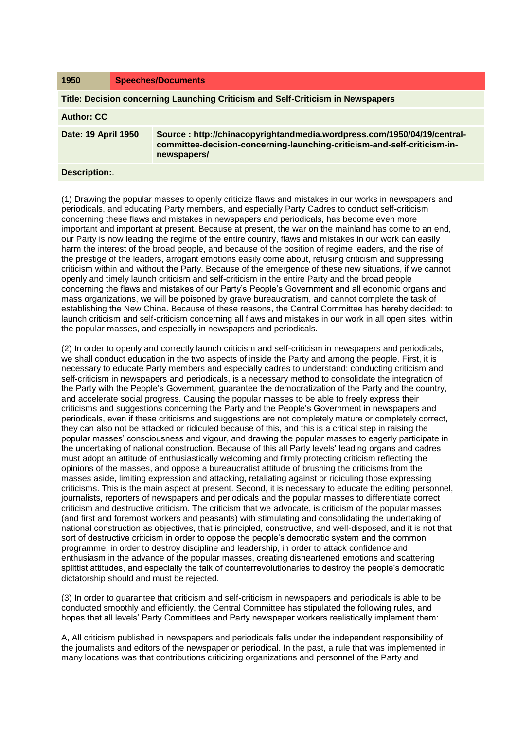| 1950 | Speeches/Documents |
|---|---|
| **Title: Decision concerning Launching Criticism and Self-Criticism in Newspapers** | |
| **Author: CC** | |
| **Date: 19 April 1950** | **Source : http://chinacopyrightandmedia.wordpress.com/1950/04/19/central-committee-decision-concerning-launching-criticism-and-self-criticism-in-newspapers/** |
| **Description:**. | |

(1) Drawing the popular masses to openly criticize flaws and mistakes in our works in newspapers and periodicals, and educating Party members, and especially Party Cadres to conduct self-criticism concerning these flaws and mistakes in newspapers and periodicals, has become even more important and important at present. Because at present, the war on the mainland has come to an end, our Party is now leading the regime of the entire country, flaws and mistakes in our work can easily harm the interest of the broad people, and because of the position of regime leaders, and the rise of the prestige of the leaders, arrogant emotions easily come about, refusing criticism and suppressing criticism within and without the Party. Because of the emergence of these new situations, if we cannot openly and timely launch criticism and self-criticism in the entire Party and the broad people concerning the flaws and mistakes of our Party's People's Government and all economic organs and mass organizations, we will be poisoned by grave bureaucratism, and cannot complete the task of establishing the New China. Because of these reasons, the Central Committee has hereby decided: to launch criticism and self-criticism concerning all flaws and mistakes in our work in all open sites, within the popular masses, and especially in newspapers and periodicals.

(2) In order to openly and correctly launch criticism and self-criticism in newspapers and periodicals, we shall conduct education in the two aspects of inside the Party and among the people. First, it is necessary to educate Party members and especially cadres to understand: conducting criticism and self-criticism in newspapers and periodicals, is a necessary method to consolidate the integration of the Party with the People's Government, guarantee the democratization of the Party and the country, and accelerate social progress. Causing the popular masses to be able to freely express their criticisms and suggestions concerning the Party and the People's Government in newspapers and periodicals, even if these criticisms and suggestions are not completely mature or completely correct, they can also not be attacked or ridiculed because of this, and this is a critical step in raising the popular masses' consciousness and vigour, and drawing the popular masses to eagerly participate in the undertaking of national construction. Because of this all Party levels' leading organs and cadres must adopt an attitude of enthusiastically welcoming and firmly protecting criticism reflecting the opinions of the masses, and oppose a bureaucratist attitude of brushing the criticisms from the masses aside, limiting expression and attacking, retaliating against or ridiculing those expressing criticisms. This is the main aspect at present. Second, it is necessary to educate the editing personnel, journalists, reporters of newspapers and periodicals and the popular masses to differentiate correct criticism and destructive criticism. The criticism that we advocate, is criticism of the popular masses (and first and foremost workers and peasants) with stimulating and consolidating the undertaking of national construction as objectives, that is principled, constructive, and well-disposed, and it is not that sort of destructive criticism in order to oppose the people's democratic system and the common programme, in order to destroy discipline and leadership, in order to attack confidence and enthusiasm in the advance of the popular masses, creating disheartened emotions and scattering splittist attitudes, and especially the talk of counterrevolutionaries to destroy the people's democratic dictatorship should and must be rejected.

(3) In order to guarantee that criticism and self-criticism in newspapers and periodicals is able to be conducted smoothly and efficiently, the Central Committee has stipulated the following rules, and hopes that all levels' Party Committees and Party newspaper workers realistically implement them:

A, All criticism published in newspapers and periodicals falls under the independent responsibility of the journalists and editors of the newspaper or periodical. In the past, a rule that was implemented in many locations was that contributions criticizing organizations and personnel of the Party and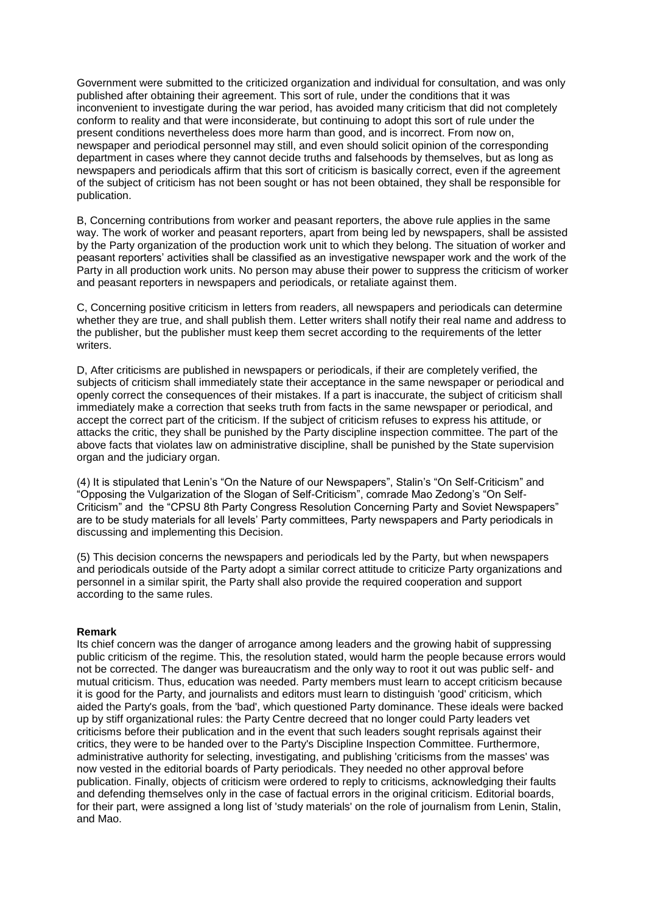Government were submitted to the criticized organization and individual for consultation, and was only published after obtaining their agreement. This sort of rule, under the conditions that it was inconvenient to investigate during the war period, has avoided many criticism that did not completely conform to reality and that were inconsiderate, but continuing to adopt this sort of rule under the present conditions nevertheless does more harm than good, and is incorrect. From now on, newspaper and periodical personnel may still, and even should solicit opinion of the corresponding department in cases where they cannot decide truths and falsehoods by themselves, but as long as newspapers and periodicals affirm that this sort of criticism is basically correct, even if the agreement of the subject of criticism has not been sought or has not been obtained, they shall be responsible for publication.

B, Concerning contributions from worker and peasant reporters, the above rule applies in the same way. The work of worker and peasant reporters, apart from being led by newspapers, shall be assisted by the Party organization of the production work unit to which they belong. The situation of worker and peasant reporters' activities shall be classified as an investigative newspaper work and the work of the Party in all production work units. No person may abuse their power to suppress the criticism of worker and peasant reporters in newspapers and periodicals, or retaliate against them.

C, Concerning positive criticism in letters from readers, all newspapers and periodicals can determine whether they are true, and shall publish them. Letter writers shall notify their real name and address to the publisher, but the publisher must keep them secret according to the requirements of the letter writers.

D, After criticisms are published in newspapers or periodicals, if their are completely verified, the subjects of criticism shall immediately state their acceptance in the same newspaper or periodical and openly correct the consequences of their mistakes. If a part is inaccurate, the subject of criticism shall immediately make a correction that seeks truth from facts in the same newspaper or periodical, and accept the correct part of the criticism. If the subject of criticism refuses to express his attitude, or attacks the critic, they shall be punished by the Party discipline inspection committee. The part of the above facts that violates law on administrative discipline, shall be punished by the State supervision organ and the judiciary organ.

(4) It is stipulated that Lenin's "On the Nature of our Newspapers", Stalin's "On Self-Criticism" and "Opposing the Vulgarization of the Slogan of Self-Criticism", comrade Mao Zedong's "On Self-Criticism" and the "CPSU 8th Party Congress Resolution Concerning Party and Soviet Newspapers" are to be study materials for all levels' Party committees, Party newspapers and Party periodicals in discussing and implementing this Decision.

(5) This decision concerns the newspapers and periodicals led by the Party, but when newspapers and periodicals outside of the Party adopt a similar correct attitude to criticize Party organizations and personnel in a similar spirit, the Party shall also provide the required cooperation and support according to the same rules.

**Remark**

Its chief concern was the danger of arrogance among leaders and the growing habit of suppressing public criticism of the regime. This, the resolution stated, would harm the people because errors would not be corrected. The danger was bureaucratism and the only way to root it out was public self- and mutual criticism. Thus, education was needed. Party members must learn to accept criticism because it is good for the Party, and journalists and editors must learn to distinguish 'good' criticism, which aided the Party's goals, from the 'bad', which questioned Party dominance. These ideals were backed up by stiff organizational rules: the Party Centre decreed that no longer could Party leaders vet criticisms before their publication and in the event that such leaders sought reprisals against their critics, they were to be handed over to the Party's Discipline Inspection Committee. Furthermore, administrative authority for selecting, investigating, and publishing 'criticisms from the masses' was now vested in the editorial boards of Party periodicals. They needed no other approval before publication. Finally, objects of criticism were ordered to reply to criticisms, acknowledging their faults and defending themselves only in the case of factual errors in the original criticism. Editorial boards, for their part, were assigned a long list of 'study materials' on the role of journalism from Lenin, Stalin, and Mao.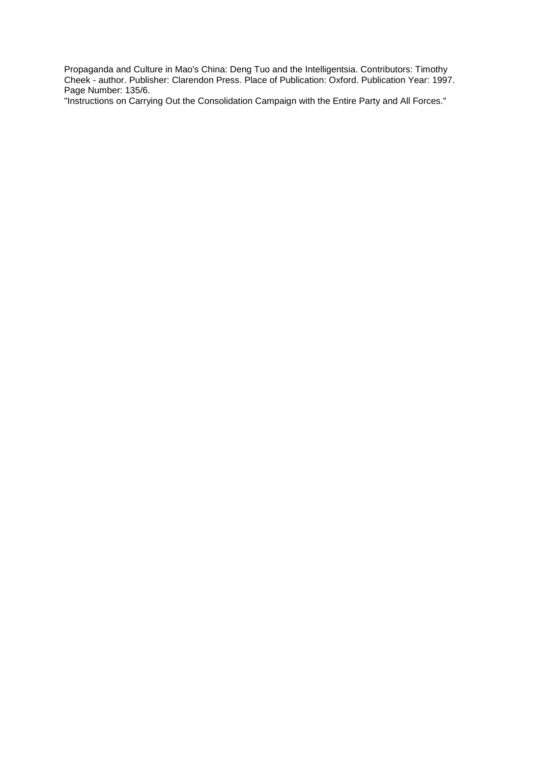Propaganda and Culture in Mao's China: Deng Tuo and the Intelligentsia. Contributors: Timothy Cheek - author. Publisher: Clarendon Press. Place of Publication: Oxford. Publication Year: 1997. Page Number: 135/6.

"Instructions on Carrying Out the Consolidation Campaign with the Entire Party and All Forces."